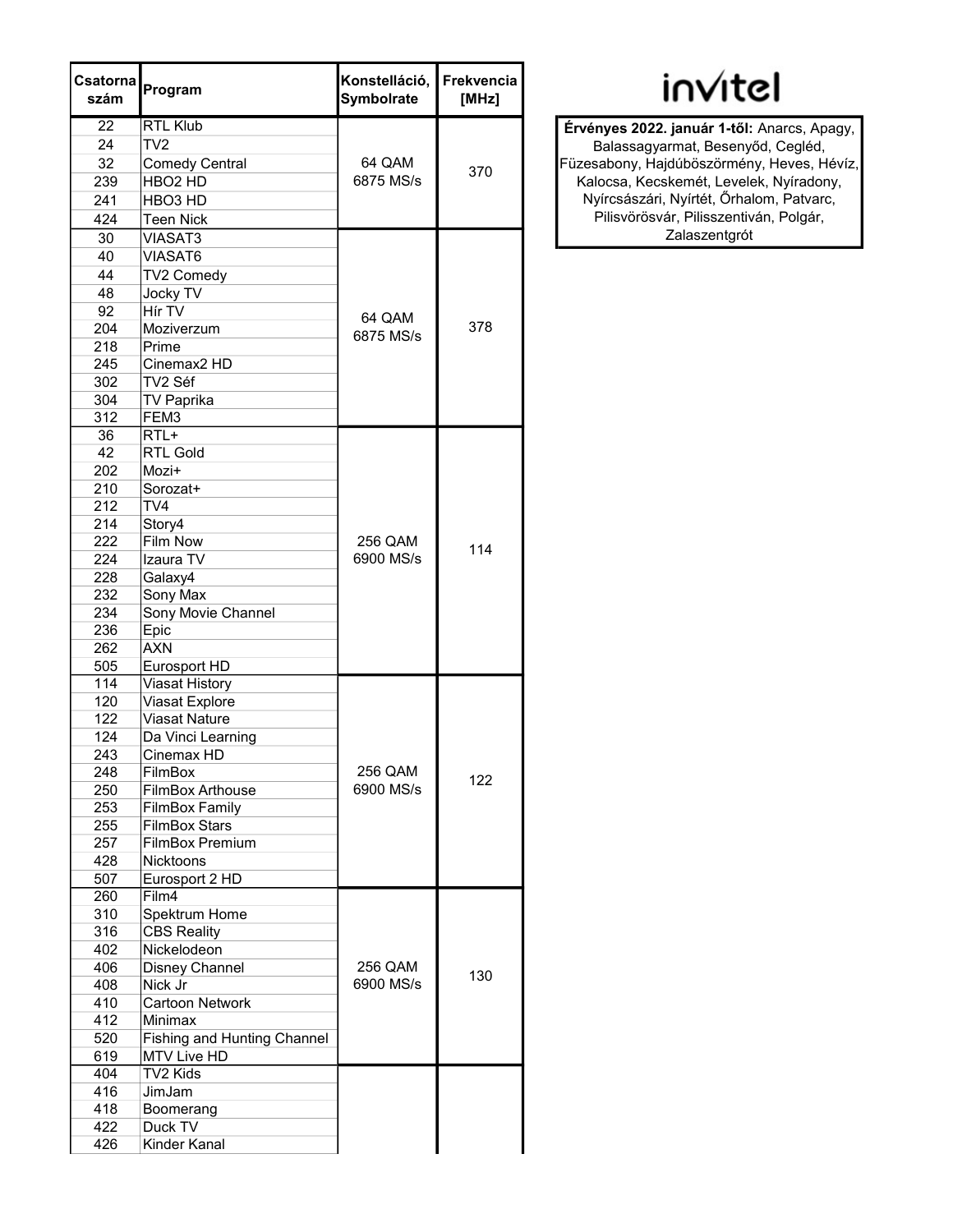invitel

**Érvényes 2022. január 1-től:** Anarcs, Apagy, Balassagyarmat, Besenyőd, Cegléd, Füzesabony, Hajdúböszörmény, Heves, Hévíz, Kalocsa, Kecskemét, Levelek, Nyíradony, Nyírcsászári, Nyírtét, Őrhalom, Patvarc, Pilisvörösvár, Pilisszentiván, Polgár, Zalaszentgrót

| Csatorna szám | Program | Konstelláció, Symbolrate | Frekvencia [MHz] |
|---|---|---|---|
| 22 | RTL Klub | 64 QAM 6875 MS/s | 370 |
| 24 | TV2 | | |
| 32 | Comedy Central | | |
| 239 | HBO2 HD | | |
| 241 | HBO3 HD | | |
| 424 | Teen Nick | | |
| 30 | VIASAT3 | 64 QAM 6875 MS/s | 378 |
| 40 | VIASAT6 | | |
| 44 | TV2 Comedy | | |
| 48 | Jocky TV | | |
| 92 | Hír TV | | |
| 204 | Moziverzum | | |
| 218 | Prime | | |
| 245 | Cinemax2 HD | | |
| 302 | TV2 Séf | | |
| 304 | TV Paprika | | |
| 312 | FEM3 | | |
| 36 | RTL+ | 256 QAM 6900 MS/s | 114 |
| 42 | RTL Gold | | |
| 202 | Mozi+ | | |
| 210 | Sorozat+ | | |
| 212 | TV4 | | |
| 214 | Story4 | | |
| 222 | Film Now | | |
| 224 | Izaura TV | | |
| 228 | Galaxy4 | | |
| 232 | Sony Max | | |
| 234 | Sony Movie Channel | | |
| 236 | Epic | | |
| 262 | AXN | | |
| 505 | Eurosport HD | | |
| 114 | Viasat History | 256 QAM 6900 MS/s | 122 |
| 120 | Viasat Explore | | |
| 122 | Viasat Nature | | |
| 124 | Da Vinci Learning | | |
| 243 | Cinemax HD | | |
| 248 | FilmBox | | |
| 250 | FilmBox Arthouse | | |
| 253 | FilmBox Family | | |
| 255 | FilmBox Stars | | |
| 257 | FilmBox Premium | | |
| 428 | Nicktoons | | |
| 507 | Eurosport 2 HD | | |
| 260 | Film4 | 256 QAM 6900 MS/s | 130 |
| 310 | Spektrum Home | | |
| 316 | CBS Reality | | |
| 402 | Nickelodeon | | |
| 406 | Disney Channel | | |
| 408 | Nick Jr | | |
| 410 | Cartoon Network | | |
| 412 | Minimax | | |
| 520 | Fishing and Hunting Channel | | |
| 619 | MTV Live HD | | |
| 404 | TV2 Kids | | |
| 416 | JimJam | | |
| 418 | Boomerang | | |
| 422 | Duck TV | | |
| 426 | Kinder Kanal | | |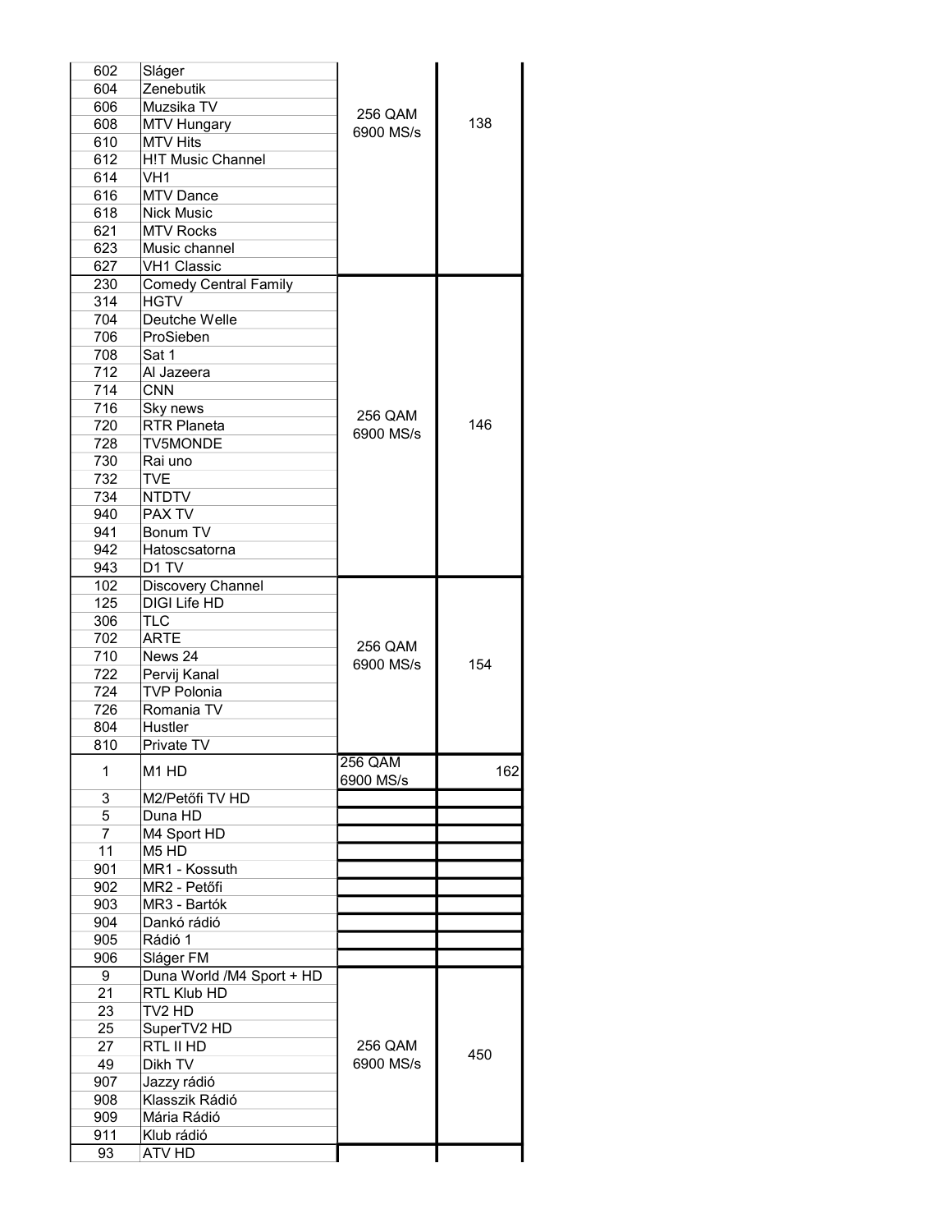| | | | |
|---|---|---|---|
| 602 | Sláger | 256 QAM 6900 MS/s | 138 |
| 604 | Zenebutik | | |
| 606 | Muzsika TV | | |
| 608 | MTV Hungary | | |
| 610 | MTV Hits | | |
| 612 | H!T Music Channel | | |
| 614 | VH1 | | |
| 616 | MTV Dance | | |
| 618 | Nick Music | | |
| 621 | MTV Rocks | | |
| 623 | Music channel | | |
| 627 | VH1 Classic | | |
| 230 | Comedy Central Family | 256 QAM 6900 MS/s | 146 |
| 314 | HGTV | | |
| 704 | Deutche Welle | | |
| 706 | ProSieben | | |
| 708 | Sat 1 | | |
| 712 | Al Jazeera | | |
| 714 | CNN | | |
| 716 | Sky news | | |
| 720 | RTR Planeta | | |
| 728 | TV5MONDE | | |
| 730 | Rai uno | | |
| 732 | TVE | | |
| 734 | NTDTV | | |
| 940 | PAX TV | | |
| 941 | Bonum TV | | |
| 942 | Hatoscsatorna | | |
| 943 | D1 TV | | |
| 102 | Discovery Channel | 256 QAM 6900 MS/s | 154 |
| 125 | DIGI Life HD | | |
| 306 | TLC | | |
| 702 | ARTE | | |
| 710 | News 24 | | |
| 722 | Pervij Kanal | | |
| 724 | TVP Polonia | | |
| 726 | Romania TV | | |
| 804 | Hustler | | |
| 810 | Private TV | | |
| 1 | M1 HD | 256 QAM 6900 MS/s | 162 |
| 3 | M2/Petőfi TV HD | | |
| 5 | Duna HD | | |
| 7 | M4 Sport HD | | |
| 11 | M5 HD | | |
| 901 | MR1 - Kossuth | | |
| 902 | MR2 - Petőfi | | |
| 903 | MR3 - Bartók | | |
| 904 | Dankó rádió | | |
| 905 | Rádió 1 | | |
| 906 | Sláger FM | | |
| 9 | Duna World /M4 Sport + HD | 256 QAM 6900 MS/s | 450 |
| 21 | RTL Klub HD | | |
| 23 | TV2 HD | | |
| 25 | SuperTV2 HD | | |
| 27 | RTL II HD | | |
| 49 | Dikh TV | | |
| 907 | Jazzy rádió | | |
| 908 | Klasszik Rádió | | |
| 909 | Mária Rádió | | |
| 911 | Klub rádió | | |
| 93 | ATV HD | | |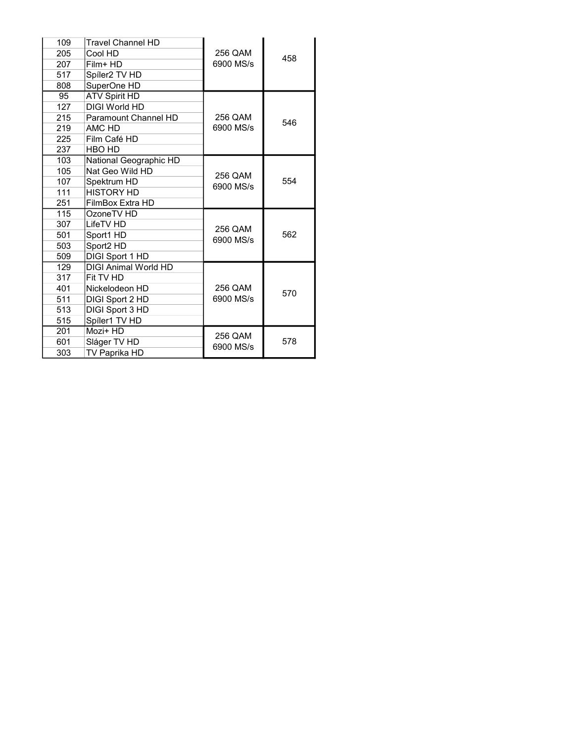| | | | |
|---|---|---|---|
| 109 | Travel Channel HD | 256 QAM 6900 MS/s | 458 |
| 205 | Cool HD | | |
| 207 | Film+ HD | | |
| 517 | Spíler2 TV HD | | |
| 808 | SuperOne HD | | |
| 95 | ATV Spirit HD | 256 QAM 6900 MS/s | 546 |
| 127 | DIGI World HD | | |
| 215 | Paramount Channel HD | | |
| 219 | AMC HD | | |
| 225 | Film Café HD | | |
| 237 | HBO HD | | |
| 103 | National Geographic HD | 256 QAM 6900 MS/s | 554 |
| 105 | Nat Geo Wild HD | | |
| 107 | Spektrum HD | | |
| 111 | HISTORY HD | | |
| 251 | FilmBox Extra HD | | |
| 115 | OzoneTV HD | 256 QAM 6900 MS/s | 562 |
| 307 | LifeTV HD | | |
| 501 | Sport1 HD | | |
| 503 | Sport2 HD | | |
| 509 | DIGI Sport 1 HD | | |
| 129 | DIGI Animal World HD | 256 QAM 6900 MS/s | 570 |
| 317 | Fit TV HD | | |
| 401 | Nickelodeon HD | | |
| 511 | DIGI Sport 2 HD | | |
| 513 | DIGI Sport 3 HD | | |
| 515 | Spíler1 TV HD | | |
| 201 | Mozi+ HD | 256 QAM 6900 MS/s | 578 |
| 601 | Sláger TV HD | | |
| 303 | TV Paprika HD | | |